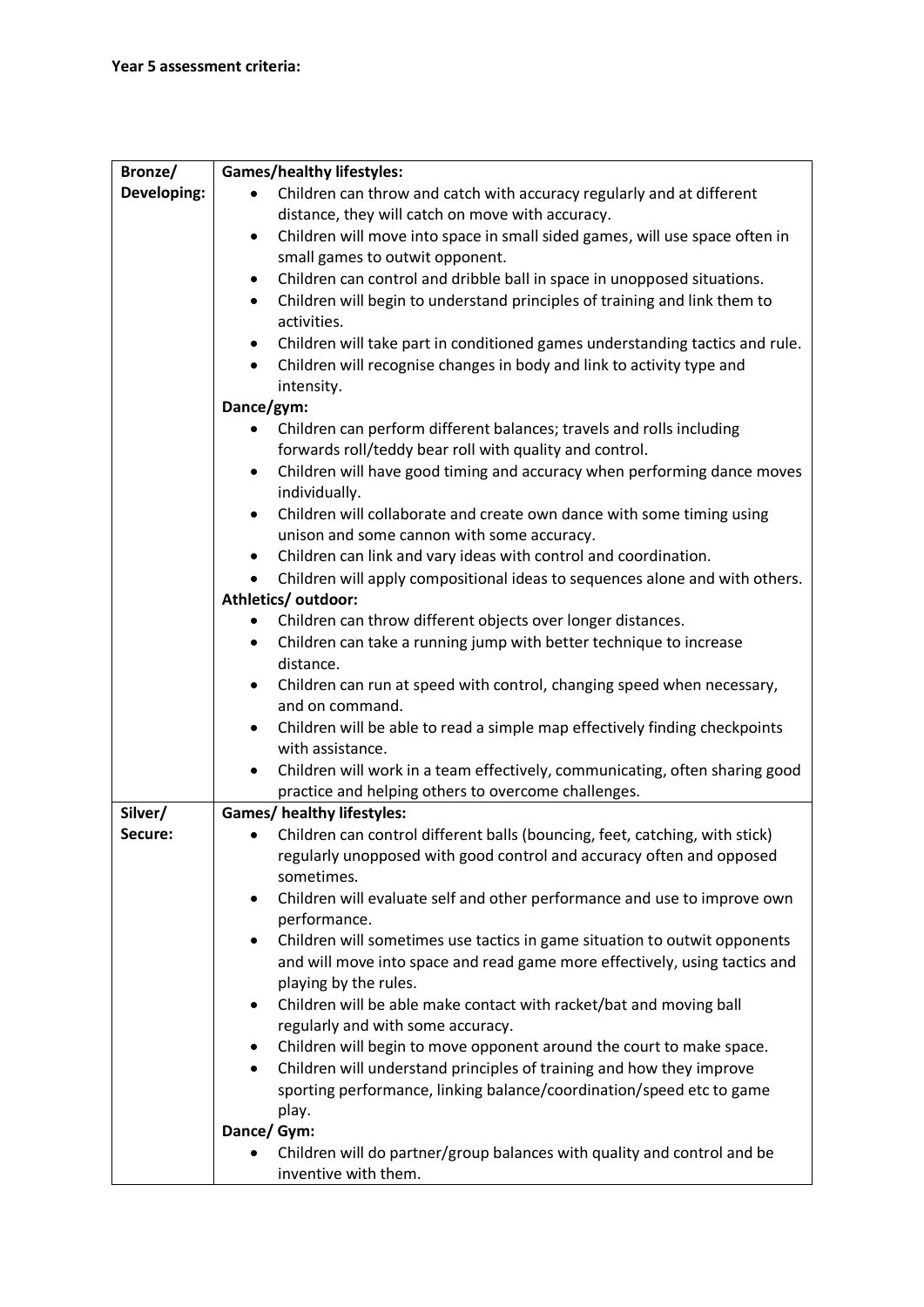**Year 5 assessment criteria:**

| | |
|---|---|
| Bronze/ Developing: | **Games/healthy lifestyles:**<br>• Children can throw and catch with accuracy regularly and at different distance, they will catch on move with accuracy.<br>• Children will move into space in small sided games, will use space often in small games to outwit opponent.<br>• Children can control and dribble ball in space in unopposed situations.<br>• Children will begin to understand principles of training and link them to activities.<br>• Children will take part in conditioned games understanding tactics and rule.<br>• Children will recognise changes in body and link to activity type and intensity.<br>**Dance/gym:**<br>• Children can perform different balances; travels and rolls including forwards roll/teddy bear roll with quality and control.<br>• Children will have good timing and accuracy when performing dance moves individually.<br>• Children will collaborate and create own dance with some timing using unison and some cannon with some accuracy.<br>• Children can link and vary ideas with control and coordination.<br>• Children will apply compositional ideas to sequences alone and with others.<br>**Athletics/ outdoor:**<br>• Children can throw different objects over longer distances.<br>• Children can take a running jump with better technique to increase distance.<br>• Children can run at speed with control, changing speed when necessary, and on command.<br>• Children will be able to read a simple map effectively finding checkpoints with assistance.<br>• Children will work in a team effectively, communicating, often sharing good practice and helping others to overcome challenges. |
| Silver/ Secure: | **Games/ healthy lifestyles:**<br>• Children can control different balls (bouncing, feet, catching, with stick) regularly unopposed with good control and accuracy often and opposed sometimes.<br>• Children will evaluate self and other performance and use to improve own performance.<br>• Children will sometimes use tactics in game situation to outwit opponents and will move into space and read game more effectively, using tactics and playing by the rules.<br>• Children will be able make contact with racket/bat and moving ball regularly and with some accuracy.<br>• Children will begin to move opponent around the court to make space.<br>• Children will understand principles of training and how they improve sporting performance, linking balance/coordination/speed etc to game play.<br>**Dance/ Gym:**<br>• Children will do partner/group balances with quality and control and be inventive with them. |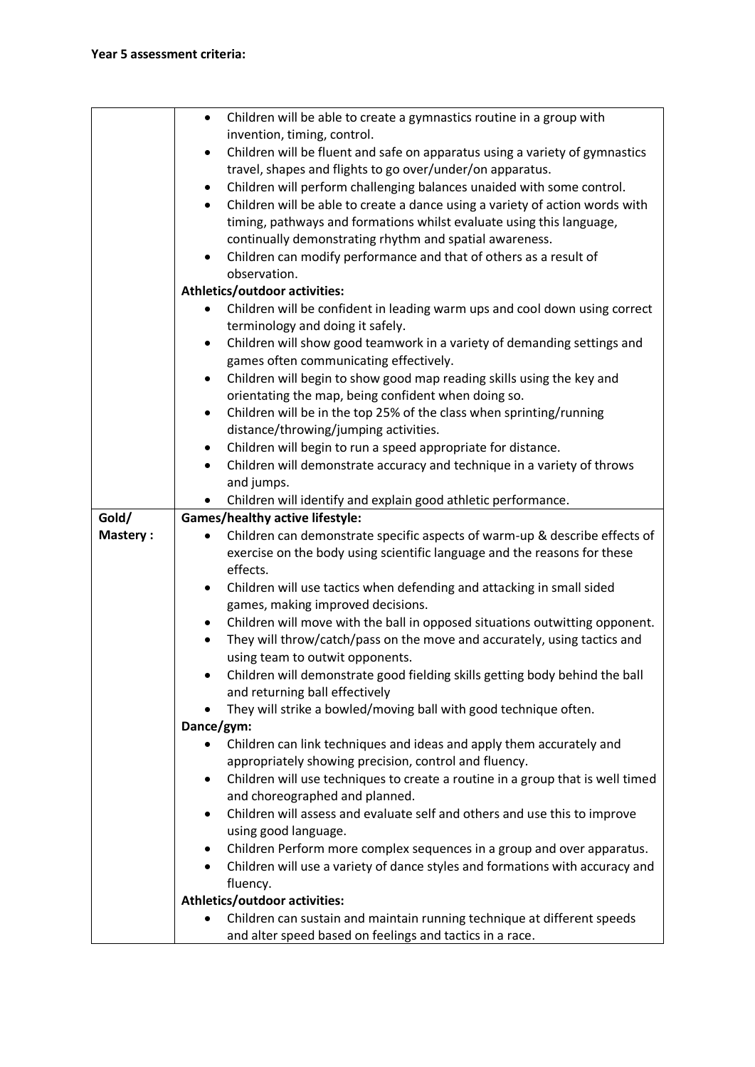**Year 5 assessment criteria:**

| | |
|---|---|
| | • Children will be able to create a gymnastics routine in a group with invention, timing, control.<br>• Children will be fluent and safe on apparatus using a variety of gymnastics travel, shapes and flights to go over/under/on apparatus.<br>• Children will perform challenging balances unaided with some control.<br>• Children will be able to create a dance using a variety of action words with timing, pathways and formations whilst evaluate using this language, continually demonstrating rhythm and spatial awareness.<br>• Children can modify performance and that of others as a result of observation.<br>**Athletics/outdoor activities:**<br>• Children will be confident in leading warm ups and cool down using correct terminology and doing it safely.<br>• Children will show good teamwork in a variety of demanding settings and games often communicating effectively.<br>• Children will begin to show good map reading skills using the key and orientating the map, being confident when doing so.<br>• Children will be in the top 25% of the class when sprinting/running distance/throwing/jumping activities.<br>• Children will begin to run a speed appropriate for distance.<br>• Children will demonstrate accuracy and technique in a variety of throws and jumps.<br>• Children will identify and explain good athletic performance. |
| **Gold/ Mastery :** | **Games/healthy active lifestyle:**<br>• Children can demonstrate specific aspects of warm-up & describe effects of exercise on the body using scientific language and the reasons for these effects.<br>• Children will use tactics when defending and attacking in small sided games, making improved decisions.<br>• Children will move with the ball in opposed situations outwitting opponent.<br>• They will throw/catch/pass on the move and accurately, using tactics and using team to outwit opponents.<br>• Children will demonstrate good fielding skills getting body behind the ball and returning ball effectively<br>• They will strike a bowled/moving ball with good technique often.<br>**Dance/gym:**<br>• Children can link techniques and ideas and apply them accurately and appropriately showing precision, control and fluency.<br>• Children will use techniques to create a routine in a group that is well timed and choreographed and planned.<br>• Children will assess and evaluate self and others and use this to improve using good language.<br>• Children Perform more complex sequences in a group and over apparatus.<br>• Children will use a variety of dance styles and formations with accuracy and fluency.<br>**Athletics/outdoor activities:**<br>• Children can sustain and maintain running technique at different speeds and alter speed based on feelings and tactics in a race. |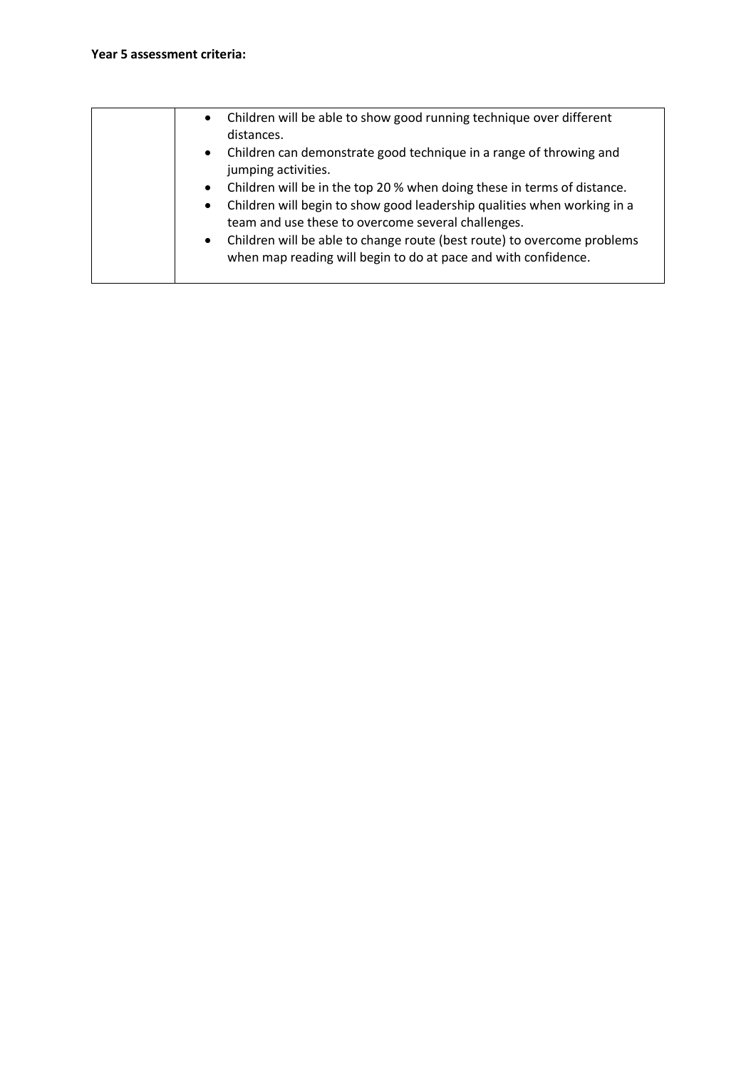**Year 5 assessment criteria:**

| | |
|---|---|
| | • Children will be able to show good running technique over different distances.<br>• Children can demonstrate good technique in a range of throwing and jumping activities.<br>• Children will be in the top 20 % when doing these in terms of distance.<br>• Children will begin to show good leadership qualities when working in a team and use these to overcome several challenges.<br>• Children will be able to change route (best route) to overcome problems when map reading will begin to do at pace and with confidence. |